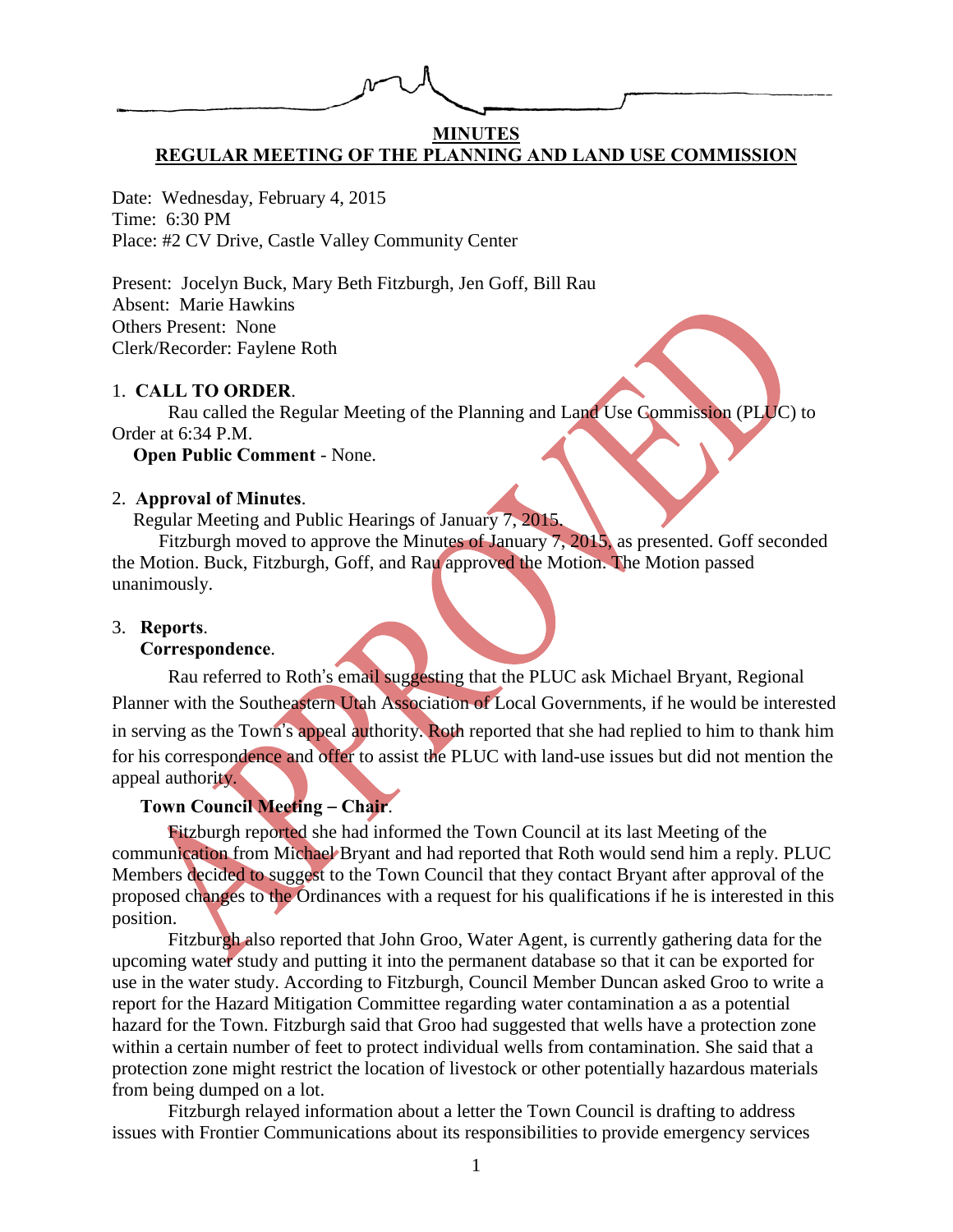**MINUTES**

**REGULAR MEETING OF THE PLANNING AND LAND USE COMMISSION**

Date: Wednesday, February 4, 2015
Time: 6:30 PM
Place: #2 CV Drive, Castle Valley Community Center

Present: Jocelyn Buck, Mary Beth Fitzburgh, Jen Goff, Bill Rau
Absent: Marie Hawkins
Others Present: None
Clerk/Recorder: Faylene Roth

1. **CALL TO ORDER**.

Rau called the Regular Meeting of the Planning and Land Use Commission (PLUC) to Order at 6:34 P.M.

**Open Public Comment** - None.

2. **Approval of Minutes**.

Regular Meeting and Public Hearings of January 7, 2015.

Fitzburgh moved to approve the Minutes of January 7, 2015, as presented. Goff seconded the Motion. Buck, Fitzburgh, Goff, and Rau approved the Motion. The Motion passed unanimously.

3. **Reports**.

**Correspondence**.

Rau referred to Roth's email suggesting that the PLUC ask Michael Bryant, Regional Planner with the Southeastern Utah Association of Local Governments, if he would be interested in serving as the Town's appeal authority. Roth reported that she had replied to him to thank him for his correspondence and offer to assist the PLUC with land-use issues but did not mention the appeal authority.

**Town Council Meeting – Chair**.

Fitzburgh reported she had informed the Town Council at its last Meeting of the communication from Michael Bryant and had reported that Roth would send him a reply. PLUC Members decided to suggest to the Town Council that they contact Bryant after approval of the proposed changes to the Ordinances with a request for his qualifications if he is interested in this position.

Fitzburgh also reported that John Groo, Water Agent, is currently gathering data for the upcoming water study and putting it into the permanent database so that it can be exported for use in the water study. According to Fitzburgh, Council Member Duncan asked Groo to write a report for the Hazard Mitigation Committee regarding water contamination a as a potential hazard for the Town. Fitzburgh said that Groo had suggested that wells have a protection zone within a certain number of feet to protect individual wells from contamination. She said that a protection zone might restrict the location of livestock or other potentially hazardous materials from being dumped on a lot.

Fitzburgh relayed information about a letter the Town Council is drafting to address issues with Frontier Communications about its responsibilities to provide emergency services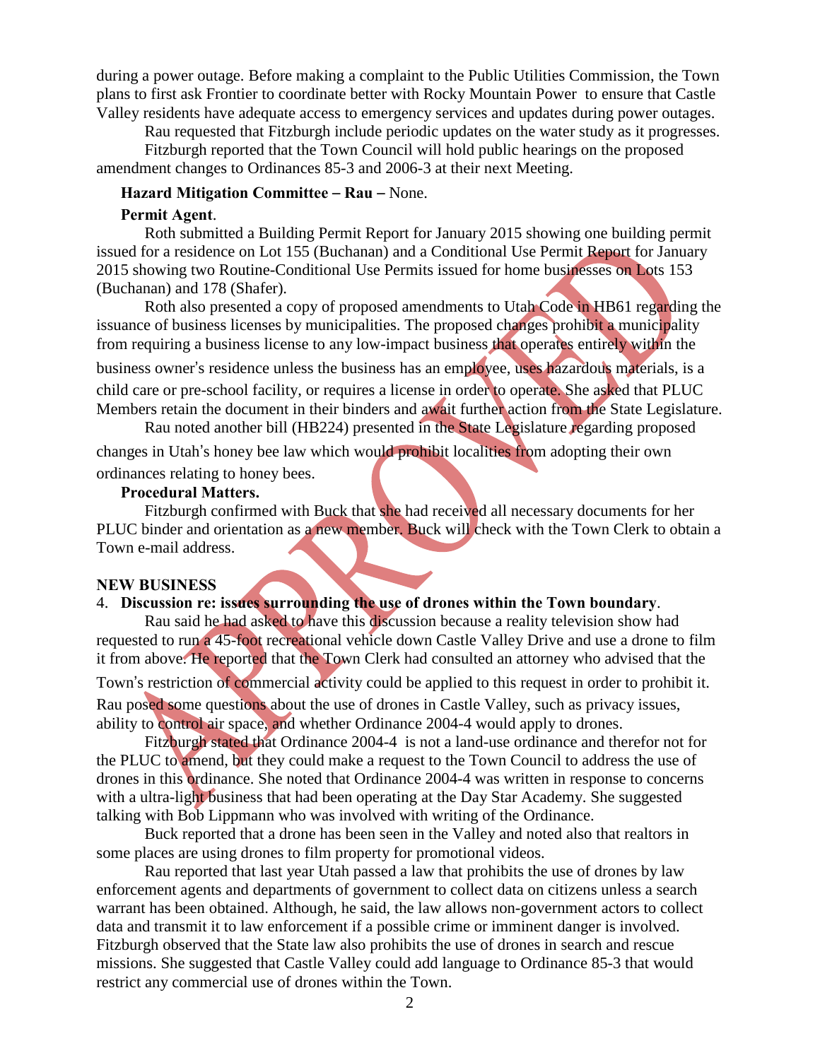during a power outage. Before making a complaint to the Public Utilities Commission, the Town plans to first ask Frontier to coordinate better with Rocky Mountain Power to ensure that Castle Valley residents have adequate access to emergency services and updates during power outages.

Rau requested that Fitzburgh include periodic updates on the water study as it progresses.

Fitzburgh reported that the Town Council will hold public hearings on the proposed amendment changes to Ordinances 85-3 and 2006-3 at their next Meeting.

**Hazard Mitigation Committee – Rau –** None.

**Permit Agent**.

Roth submitted a Building Permit Report for January 2015 showing one building permit issued for a residence on Lot 155 (Buchanan) and a Conditional Use Permit Report for January 2015 showing two Routine-Conditional Use Permits issued for home businesses on Lots 153 (Buchanan) and 178 (Shafer).

Roth also presented a copy of proposed amendments to Utah Code in HB61 regarding the issuance of business licenses by municipalities. The proposed changes prohibit a municipality from requiring a business license to any low-impact business that operates entirely within the business owner's residence unless the business has an employee, uses hazardous materials, is a child care or pre-school facility, or requires a license in order to operate. She asked that PLUC Members retain the document in their binders and await further action from the State Legislature.

Rau noted another bill (HB224) presented in the State Legislature regarding proposed changes in Utah's honey bee law which would prohibit localities from adopting their own ordinances relating to honey bees.

**Procedural Matters.**

Fitzburgh confirmed with Buck that she had received all necessary documents for her PLUC binder and orientation as a new member. Buck will check with the Town Clerk to obtain a Town e-mail address.

**NEW BUSINESS**

4. **Discussion re: issues surrounding the use of drones within the Town boundary**.

Rau said he had asked to have this discussion because a reality television show had requested to run a 45-foot recreational vehicle down Castle Valley Drive and use a drone to film it from above. He reported that the Town Clerk had consulted an attorney who advised that the Town's restriction of commercial activity could be applied to this request in order to prohibit it. Rau posed some questions about the use of drones in Castle Valley, such as privacy issues, ability to control air space, and whether Ordinance 2004-4 would apply to drones.

Fitzburgh stated that Ordinance 2004-4 is not a land-use ordinance and therefor not for the PLUC to amend, but they could make a request to the Town Council to address the use of drones in this ordinance. She noted that Ordinance 2004-4 was written in response to concerns with a ultra-light business that had been operating at the Day Star Academy. She suggested talking with Bob Lippmann who was involved with writing of the Ordinance.

Buck reported that a drone has been seen in the Valley and noted also that realtors in some places are using drones to film property for promotional videos.

Rau reported that last year Utah passed a law that prohibits the use of drones by law enforcement agents and departments of government to collect data on citizens unless a search warrant has been obtained. Although, he said, the law allows non-government actors to collect data and transmit it to law enforcement if a possible crime or imminent danger is involved. Fitzburgh observed that the State law also prohibits the use of drones in search and rescue missions. She suggested that Castle Valley could add language to Ordinance 85-3 that would restrict any commercial use of drones within the Town.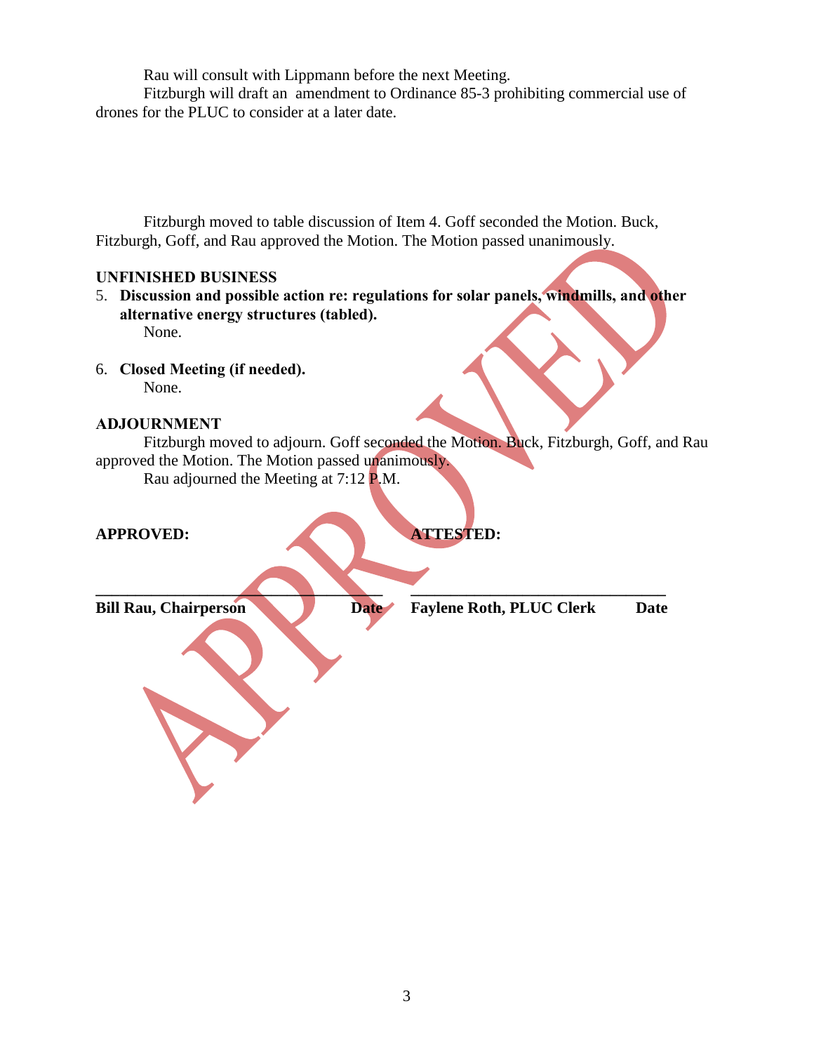Rau will consult with Lippmann before the next Meeting.

Fitzburgh will draft an amendment to Ordinance 85-3 prohibiting commercial use of drones for the PLUC to consider at a later date.

Fitzburgh moved to table discussion of Item 4. Goff seconded the Motion. Buck, Fitzburgh, Goff, and Rau approved the Motion. The Motion passed unanimously.

**UNFINISHED BUSINESS**

5. **Discussion and possible action re: regulations for solar panels, windmills, and other alternative energy structures (tabled).**

   None.

6. **Closed Meeting (if needed).**

   None.

**ADJOURNMENT**

Fitzburgh moved to adjourn. Goff seconded the Motion. Buck, Fitzburgh, Goff, and Rau approved the Motion. The Motion passed unanimously.

Rau adjourned the Meeting at 7:12 P.M.

**APPROVED:** **ATTESTED:**

\_\_\_\_\_\_\_\_\_\_\_\_\_\_\_\_\_\_\_\_\_\_\_\_\_\_\_\_\_\_\_\_\_\_\_ \_\_\_\_\_\_\_\_\_\_\_\_\_\_\_\_\_\_\_\_\_\_\_\_\_\_\_\_\_\_\_\_\_\_\_

**Bill Rau, Chairperson Date** **Faylene Roth, PLUC Clerk Date**

APPROVED